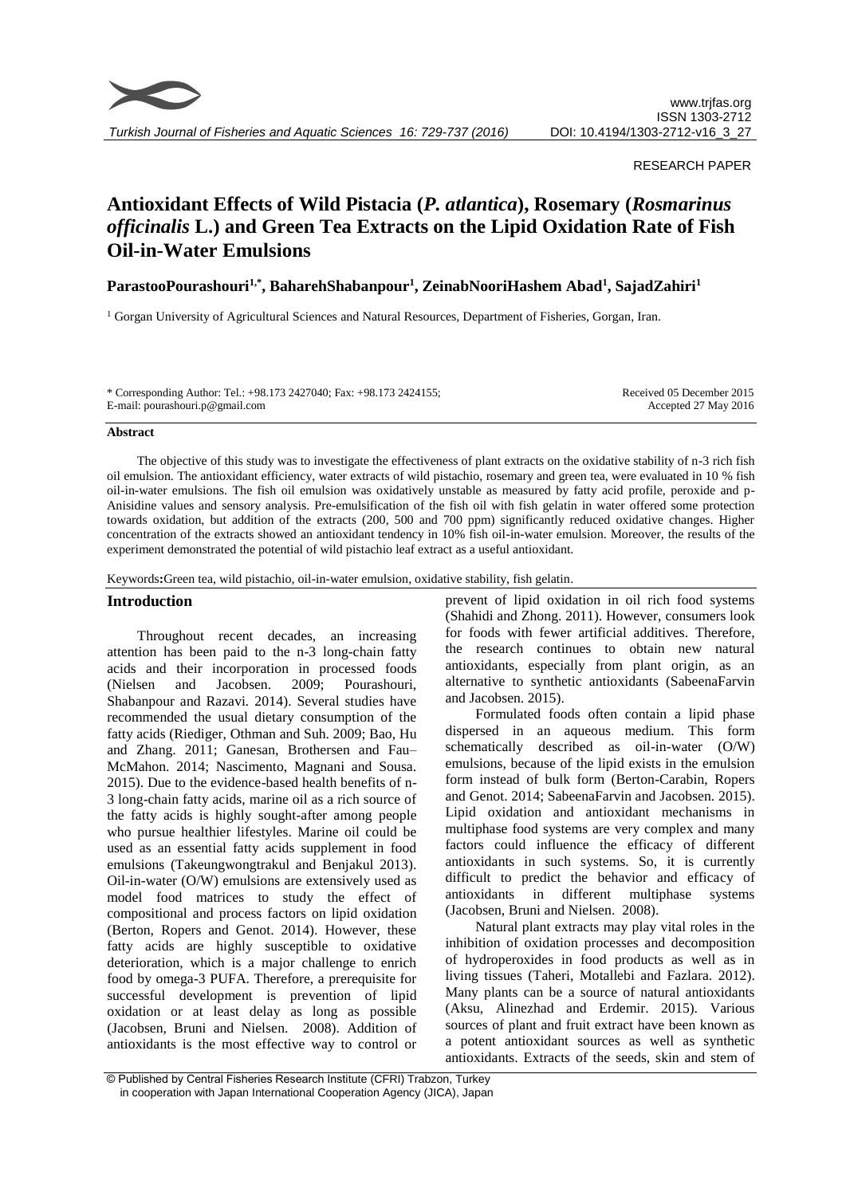RESEARCH PAPER

# Antioxidant Effects of Wild Pistacia (*P. atlantica*), Rosemary (*Rosmarinus officinalis* L.) and Green Tea Extracts on the Lipid Oxidation Rate of Fish Oil-in-Water Emulsions

**ParastooPourashouri[1,*], BaharehShabanpour[1], ZeinabNooriHashem Abad[1], SajadZahiri[1]**

[1] Gorgan University of Agricultural Sciences and Natural Resources, Department of Fisheries, Gorgan, Iran.

\* Corresponding Author: Tel.: +98.173 2427040; Fax: +98.173 2424155; E-mail: pourashouri.p@gmail.com

Received 05 December 2015
Accepted 27 May 2016

### Abstract

The objective of this study was to investigate the effectiveness of plant extracts on the oxidative stability of n-3 rich fish oil emulsion. The antioxidant efficiency, water extracts of wild pistachio, rosemary and green tea, were evaluated in 10 % fish oil-in-water emulsions. The fish oil emulsion was oxidatively unstable as measured by fatty acid profile, peroxide and p-Anisidine values and sensory analysis. Pre-emulsification of the fish oil with fish gelatin in water offered some protection towards oxidation, but addition of the extracts (200, 500 and 700 ppm) significantly reduced oxidative changes. Higher concentration of the extracts showed an antioxidant tendency in 10% fish oil-in-water emulsion. Moreover, the results of the experiment demonstrated the potential of wild pistachio leaf extract as a useful antioxidant.

Keywords**:**Green tea, wild pistachio, oil-in-water emulsion, oxidative stability, fish gelatin.

## Introduction

Throughout recent decades, an increasing attention has been paid to the n-3 long-chain fatty acids and their incorporation in processed foods (Nielsen and Jacobsen. 2009; Pourashouri, Shabanpour and Razavi. 2014). Several studies have recommended the usual dietary consumption of the fatty acids (Riediger, Othman and Suh. 2009; Bao, Hu and Zhang. 2011; Ganesan, Brothersen and Fau–McMahon. 2014; Nascimento, Magnani and Sousa. 2015). Due to the evidence-based health benefits of n-3 long-chain fatty acids, marine oil as a rich source of the fatty acids is highly sought-after among people who pursue healthier lifestyles. Marine oil could be used as an essential fatty acids supplement in food emulsions (Takeungwongtrakul and Benjakul 2013). Oil-in-water (O/W) emulsions are extensively used as model food matrices to study the effect of compositional and process factors on lipid oxidation (Berton, Ropers and Genot. 2014). However, these fatty acids are highly susceptible to oxidative deterioration, which is a major challenge to enrich food by omega-3 PUFA. Therefore, a prerequisite for successful development is prevention of lipid oxidation or at least delay as long as possible (Jacobsen, Bruni and Nielsen. 2008). Addition of antioxidants is the most effective way to control or prevent of lipid oxidation in oil rich food systems (Shahidi and Zhong. 2011). However, consumers look for foods with fewer artificial additives. Therefore, the research continues to obtain new natural antioxidants, especially from plant origin, as an alternative to synthetic antioxidants (SabeenaFarvin and Jacobsen. 2015).

Formulated foods often contain a lipid phase dispersed in an aqueous medium. This form schematically described as oil-in-water (O/W) emulsions, because of the lipid exists in the emulsion form instead of bulk form (Berton-Carabin, Ropers and Genot. 2014; SabeenaFarvin and Jacobsen. 2015). Lipid oxidation and antioxidant mechanisms in multiphase food systems are very complex and many factors could influence the efficacy of different antioxidants in such systems. So, it is currently difficult to predict the behavior and efficacy of antioxidants in different multiphase systems (Jacobsen, Bruni and Nielsen. 2008).

Natural plant extracts may play vital roles in the inhibition of oxidation processes and decomposition of hydroperoxides in food products as well as in living tissues (Taheri, Motallebi and Fazlara. 2012). Many plants can be a source of natural antioxidants (Aksu, Alinezhad and Erdemir. 2015). Various sources of plant and fruit extract have been known as a potent antioxidant sources as well as synthetic antioxidants. Extracts of the seeds, skin and stem of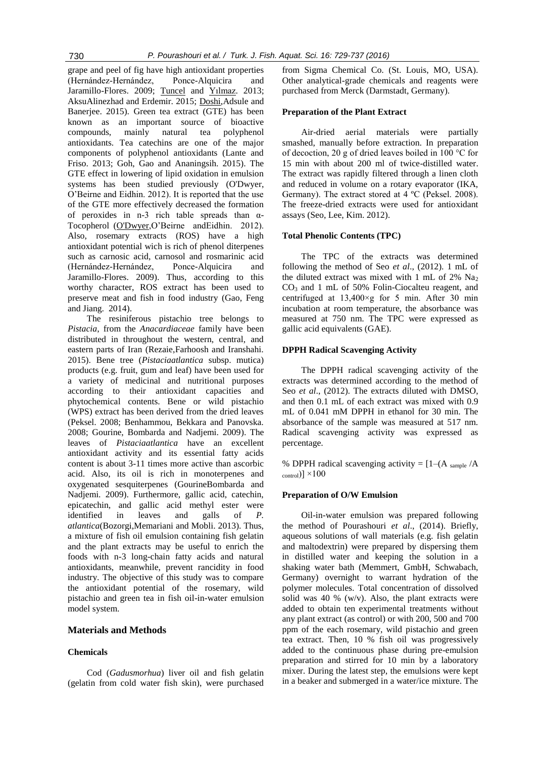grape and peel of fig have high antioxidant properties (Hernández-Hernández, Ponce-Alquicira and Jaramillo-Flores. 2009; Tuncel and Yılmaz. 2013; AksuAlinezhad and Erdemir. 2015; Doshi,Adsule and Banerjee. 2015). Green tea extract (GTE) has been known as an important source of bioactive compounds, mainly natural tea polyphenol antioxidants. Tea catechins are one of the major components of polyphenol antioxidants (Lante and Friso. 2013; Goh, Gao and Ananingsih. 2015). The GTE effect in lowering of lipid oxidation in emulsion systems has been studied previously (O'Dwyer, O'Beirne and Eidhin. 2012). It is reported that the use of the GTE more effectively decreased the formation of peroxides in n-3 rich table spreads than α-Tocopherol (O'Dwyer,O'Beirne andEidhin. 2012). Also, rosemary extracts (ROS) have a high antioxidant potential wich is rich of phenol diterpenes such as carnosic acid, carnosol and rosmarinic acid (Hernández-Hernández, Ponce-Alquicira and Jaramillo-Flores. 2009). Thus, according to this worthy character, ROS extract has been used to preserve meat and fish in food industry (Gao, Feng and Jiang. 2014).

The resiniferous pistachio tree belongs to *Pistacia*, from the *Anacardiaceae* family have been distributed in throughout the western, central, and eastern parts of Iran (Rezaie,Farhoosh and Iranshahi. 2015). Bene tree (*Pistaciaatlantica* subsp. mutica) products (e.g. fruit, gum and leaf) have been used for a variety of medicinal and nutritional purposes according to their antioxidant capacities and phytochemical contents. Bene or wild pistachio (WPS) extract has been derived from the dried leaves (Peksel. 2008; Benhammou, Bekkara and Panovska. 2008; Gourine, Bombarda and Nadjemi. 2009). The leaves of *Pistaciaatlantica* have an excellent antioxidant activity and its essential fatty acids content is about 3-11 times more active than ascorbic acid. Also, its oil is rich in monoterpenes and oxygenated sesquiterpenes (GourineBombarda and Nadjemi. 2009). Furthermore, gallic acid, catechin, epicatechin, and gallic acid methyl ester were identified in leaves and galls of *P. atlantica*(Bozorgi,Memariani and Mobli. 2013). Thus, a mixture of fish oil emulsion containing fish gelatin and the plant extracts may be useful to enrich the foods with n-3 long-chain fatty acids and natural antioxidants, meanwhile, prevent rancidity in food industry. The objective of this study was to compare the antioxidant potential of the rosemary, wild pistachio and green tea in fish oil-in-water emulsion model system.

## Materials and Methods

### Chemicals

Cod (*Gadusmorhua*) liver oil and fish gelatin (gelatin from cold water fish skin), were purchased from Sigma Chemical Co. (St. Louis, MO, USA). Other analytical-grade chemicals and reagents were purchased from Merck (Darmstadt, Germany).

### Preparation of the Plant Extract

Air-dried aerial materials were partially smashed, manually before extraction. In preparation of decoction, 20 g of dried leaves boiled in 100 °C for 15 min with about 200 ml of twice-distilled water. The extract was rapidly filtered through a linen cloth and reduced in volume on a rotary evaporator (IKA, Germany). The extract stored at 4 ºC (Peksel. 2008). The freeze-dried extracts were used for antioxidant assays (Seo, Lee, Kim. 2012).

### Total Phenolic Contents (TPC)

The TPC of the extracts was determined following the method of Seo *et al*., (2012). 1 mL of the diluted extract was mixed with 1 mL of 2% $Na_2CO_3$ and 1 mL of 50% Folin-Ciocalteu reagent, and centrifuged at 13,400×g for 5 min. After 30 min incubation at room temperature, the absorbance was measured at 750 nm. The TPC were expressed as gallic acid equivalents (GAE).

### DPPH Radical Scavenging Activity

The DPPH radical scavenging activity of the extracts was determined according to the method of Seo *et al*., (2012). The extracts diluted with DMSO, and then 0.1 mL of each extract was mixed with 0.9 mL of 0.041 mM DPPH in ethanol for 30 min. The absorbance of the sample was measured at 517 nm. Radical scavenging activity was expressed as percentage.

$$\% \text{ DPPH radical scavenging activity} = [1-(A_{sample}/A_{control})] \times 100$$

### Preparation of O/W Emulsion

Oil-in-water emulsion was prepared following the method of Pourashouri *et al*., (2014). Briefly, aqueous solutions of wall materials (e.g. fish gelatin and maltodextrin) were prepared by dispersing them in distilled water and keeping the solution in a shaking water bath (Memmert, GmbH, Schwabach, Germany) overnight to warrant hydration of the polymer molecules. Total concentration of dissolved solid was 40 % (w/v). Also, the plant extracts were added to obtain ten experimental treatments without any plant extract (as control) or with 200, 500 and 700 ppm of the each rosemary, wild pistachio and green tea extract. Then, 10 % fish oil was progressively added to the continuous phase during pre-emulsion preparation and stirred for 10 min by a laboratory mixer. During the latest step, the emulsions were kept in a beaker and submerged in a water/ice mixture. The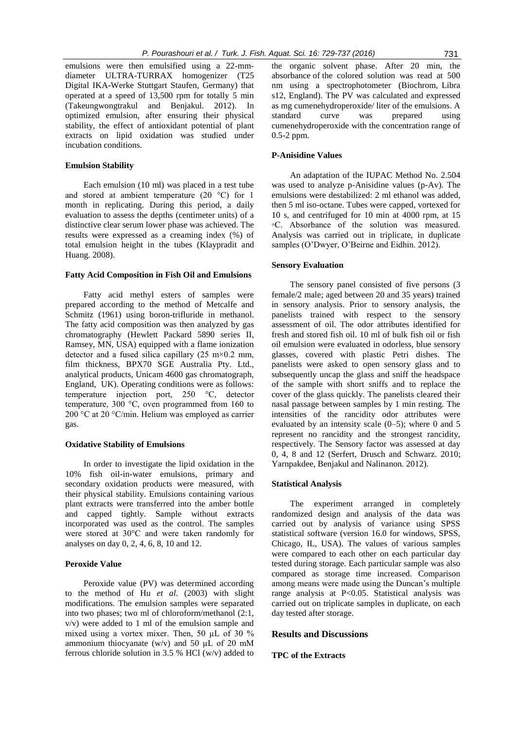emulsions were then emulsified using a 22-mm-diameter ULTRA-TURRAX homogenizer (T25 Digital IKA-Werke Stuttgart Staufen, Germany) that operated at a speed of 13,500 rpm for totally 5 min (Takeungwongtrakul and Benjakul. 2012). In optimized emulsion, after ensuring their physical stability, the effect of antioxidant potential of plant extracts on lipid oxidation was studied under incubation conditions.

### Emulsion Stability

Each emulsion (10 ml) was placed in a test tube and stored at ambient temperature (20 °C) for 1 month in replicating. During this period, a daily evaluation to assess the depths (centimeter units) of a distinctive clear serum lower phase was achieved. The results were expressed as a creaming index (%) of total emulsion height in the tubes (Klaypradit and Huang. 2008).

### Fatty Acid Composition in Fish Oil and Emulsions

Fatty acid methyl esters of samples were prepared according to the method of Metcalfe and Schmitz (1961) using boron-trifluride in methanol. The fatty acid composition was then analyzed by gas chromatography (Hewlett Packard 5890 series II, Ramsey, MN, USA) equipped with a flame ionization detector and a fused silica capillary (25 m×0.2 mm, film thickness, BPX70 SGE Australia Pty. Ltd., analytical products, Unicam 4600 gas chromatograph, England, UK). Operating conditions were as follows: temperature injection port, 250 °C, detector temperature, 300 °C, oven programmed from 160 to 200 °C at 20 °C/min. Helium was employed as carrier gas.

### Oxidative Stability of Emulsions

In order to investigate the lipid oxidation in the 10% fish oil-in-water emulsions, primary and secondary oxidation products were measured, with their physical stability. Emulsions containing various plant extracts were transferred into the amber bottle and capped tightly. Sample without extracts incorporated was used as the control. The samples were stored at 30°C and were taken randomly for analyses on day 0, 2, 4, 6, 8, 10 and 12.

### Peroxide Value

Peroxide value (PV) was determined according to the method of Hu *et al*. (2003) with slight modifications. The emulsion samples were separated into two phases; two ml of chloroform/methanol (2:1, v/v) were added to 1 ml of the emulsion sample and mixed using a vortex mixer. Then, 50 µL of 30 % ammonium thiocyanate (w/v) and 50 µL of 20 mM ferrous chloride solution in 3.5 % HCl (w/v) added to the organic solvent phase. After 20 min, the absorbance of the colored solution was read at 500 nm using a spectrophotometer (Biochrom, Libra s12, England). The PV was calculated and expressed as mg cumenehydroperoxide/ liter of the emulsions. A standard curve was prepared using cumenehydroperoxide with the concentration range of 0.5-2 ppm.

### P-Anisidine Values

An adaptation of the IUPAC Method No. 2.504 was used to analyze p-Anisidine values (p-Av). The emulsions were destabilized: 2 ml ethanol was added, then 5 ml iso-octane. Tubes were capped, vortexed for 10 s, and centrifuged for 10 min at 4000 rpm, at 15 ◦C. Absorbance of the solution was measured. Analysis was carried out in triplicate, in duplicate samples (O'Dwyer, O'Beirne and Eidhin. 2012).

### Sensory Evaluation

The sensory panel consisted of five persons (3 female/2 male; aged between 20 and 35 years) trained in sensory analysis. Prior to sensory analysis, the panelists trained with respect to the sensory assessment of oil. The odor attributes identified for fresh and stored fish oil. 10 ml of bulk fish oil or fish oil emulsion were evaluated in odorless, blue sensory glasses, covered with plastic Petri dishes. The panelists were asked to open sensory glass and to subsequently uncap the glass and sniff the headspace of the sample with short sniffs and to replace the cover of the glass quickly. The panelists cleared their nasal passage between samples by 1 min resting. The intensities of the rancidity odor attributes were evaluated by an intensity scale (0–5); where 0 and 5 represent no rancidity and the strongest rancidity, respectively. The Sensory factor was assessed at day 0, 4, 8 and 12 (Serfert, Drusch and Schwarz. 2010; Yarnpakdee, Benjakul and Nalinanon. 2012).

### Statistical Analysis

The experiment arranged in completely randomized design and analysis of the data was carried out by analysis of variance using SPSS statistical software (version 16.0 for windows, SPSS, Chicago, IL, USA). The values of various samples were compared to each other on each particular day tested during storage. Each particular sample was also compared as storage time increased. Comparison among means were made using the Duncan's multiple range analysis at $P<0.05$. Statistical analysis was carried out on triplicate samples in duplicate, on each day tested after storage.

## Results and Discussions

### TPC of the Extracts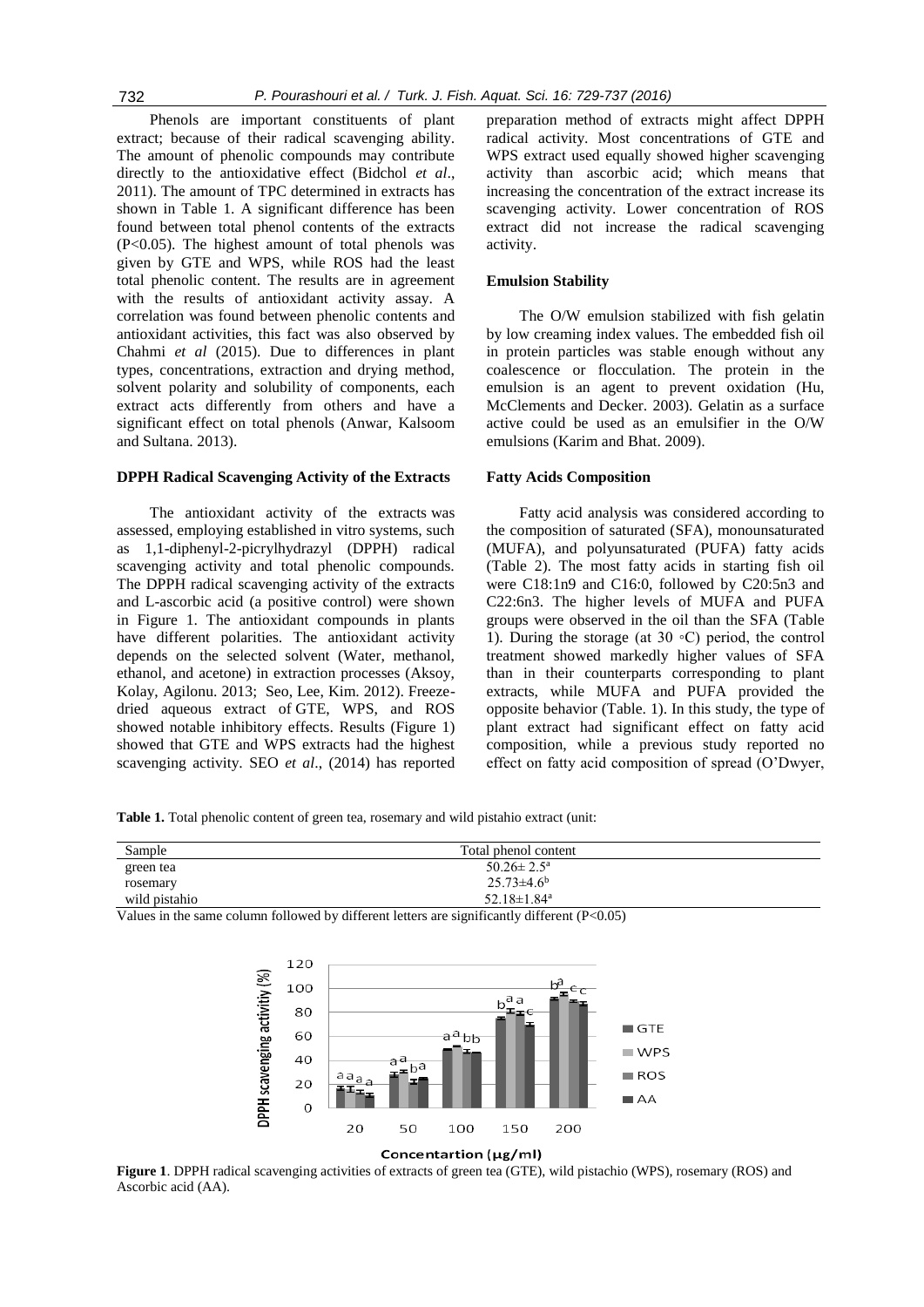Phenols are important constituents of plant extract; because of their radical scavenging ability. The amount of phenolic compounds may contribute directly to the antioxidative effect (Bidchol *et al*., 2011). The amount of TPC determined in extracts has shown in Table 1. A significant difference has been found between total phenol contents of the extracts ($P<0.05$). The highest amount of total phenols was given by GTE and WPS, while ROS had the least total phenolic content. The results are in agreement with the results of antioxidant activity assay. A correlation was found between phenolic contents and antioxidant activities, this fact was also observed by Chahmi *et al* (2015). Due to differences in plant types, concentrations, extraction and drying method, solvent polarity and solubility of components, each extract acts differently from others and have a significant effect on total phenols (Anwar, Kalsoom and Sultana. 2013).

### DPPH Radical Scavenging Activity of the Extracts

The antioxidant activity of the extracts was assessed, employing established in vitro systems, such as 1,1-diphenyl-2-picrylhydrazyl (DPPH) radical scavenging activity and total phenolic compounds. The DPPH radical scavenging activity of the extracts and L-ascorbic acid (a positive control) were shown in Figure 1. The antioxidant compounds in plants have different polarities. The antioxidant activity depends on the selected solvent (Water, methanol, ethanol, and acetone) in extraction processes (Aksoy, Kolay, Agilonu. 2013; Seo, Lee, Kim. 2012). Freeze-dried aqueous extract of GTE, WPS, and ROS showed notable inhibitory effects. Results (Figure 1) showed that GTE and WPS extracts had the highest scavenging activity. SEO *et al*., (2014) has reported preparation method of extracts might affect DPPH radical activity. Most concentrations of GTE and WPS extract used equally showed higher scavenging activity than ascorbic acid; which means that increasing the concentration of the extract increase its scavenging activity. Lower concentration of ROS extract did not increase the radical scavenging activity.

### Emulsion Stability

The O/W emulsion stabilized with fish gelatin by low creaming index values. The embedded fish oil in protein particles was stable enough without any coalescence or flocculation. The protein in the emulsion is an agent to prevent oxidation (Hu, McClements and Decker. 2003). Gelatin as a surface active could be used as an emulsifier in the O/W emulsions (Karim and Bhat. 2009).

### Fatty Acids Composition

Fatty acid analysis was considered according to the composition of saturated (SFA), monounsaturated (MUFA), and polyunsaturated (PUFA) fatty acids (Table 2). The most fatty acids in starting fish oil were C18:1n9 and C16:0, followed by C20:5n3 and C22:6n3. The higher levels of MUFA and PUFA groups were observed in the oil than the SFA (Table 1). During the storage (at 30 ◦C) period, the control treatment showed markedly higher values of SFA than in their counterparts corresponding to plant extracts, while MUFA and PUFA provided the opposite behavior (Table. 1). In this study, the type of plant extract had significant effect on fatty acid composition, while a previous study reported no effect on fatty acid composition of spread (O'Dwyer,

**Table 1.** Total phenolic content of green tea, rosemary and wild pistahio extract (unit:

| Sample | Total phenol content |
|---|---|
| green tea | $50.26\pm 2.5^{a}$ |
| rosemary | $25.73\pm4.6^{b}$ |
| wild pistahio | $52.18\pm1.84^{a}$ |

Values in the same column followed by different letters are significantly different ($P<0.05$)

**Figure 1**. DPPH radical scavenging activities of extracts of green tea (GTE), wild pistachio (WPS), rosemary (ROS) and Ascorbic acid (AA).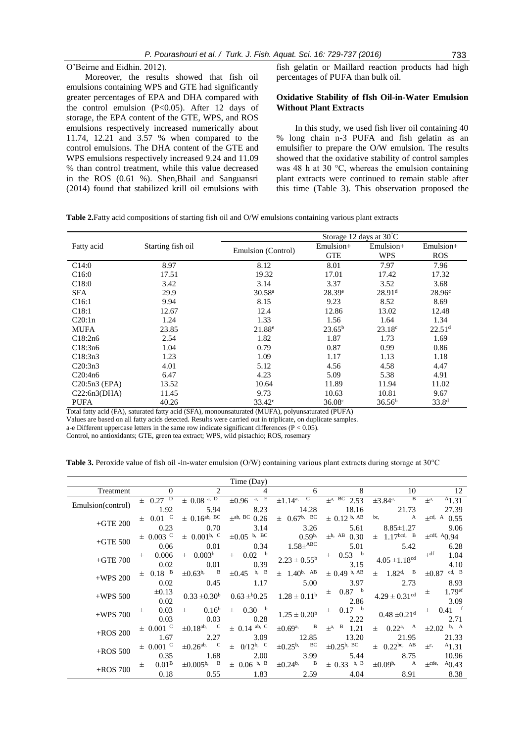O'Beirne and Eidhin. 2012).

Moreover, the results showed that fish oil emulsions containing WPS and GTE had significantly greater percentages of EPA and DHA compared with the control emulsion ($P<0.05$). After 12 days of storage, the EPA content of the GTE, WPS, and ROS emulsions respectively increased numerically about 11.74, 12.21 and 3.57 % when compared to the control emulsions. The DHA content of the GTE and WPS emulsions respectively increased 9.24 and 11.09 % than control treatment, while this value decreased in the ROS (0.61 %). Shen,Bhail and Sanguansri (2014) found that stabilized krill oil emulsions with fish gelatin or Maillard reaction products had high percentages of PUFA than bulk oil.

### Oxidative Stability of fIsh Oil-in-Water Emulsion Without Plant Extracts

In this study, we used fish liver oil containing 40 % long chain n-3 PUFA and fish gelatin as an emulsifier to prepare the O/W emulsion. The results showed that the oxidative stability of control samples was 48 h at 30 °C, whereas the emulsion containing plant extracts were continued to remain stable after this time (Table 3). This observation proposed the

**Table 2.** Fatty acid compositions of starting fish oil and O/W emulsions containing various plant extracts

| Fatty acid | Starting fish oil | Storage 12 days at 30°C | | | |
|---|---|---|---|---|---|
| | | Emulsion (Control) | Emulsion+ GTE | Emulsion+ WPS | Emulsion+ ROS |
| C14:0 | 8.97 | 8.12 | 8.01 | 7.97 | 7.96 |
| C16:0 | 17.51 | 19.32 | 17.01 | 17.42 | 17.32 |
| C18:0 | 3.42 | 3.14 | 3.37 | 3.52 | 3.68 |
| SFA | 29.9 | $30.58^{a}$ | $28.39^{e}$ | $28.91^{d}$ | $28.96^{c}$ |
| C16:1 | 9.94 | 8.15 | 9.23 | 8.52 | 8.69 |
| C18:1 | 12.67 | 12.4 | 12.86 | 13.02 | 12.48 |
| C20:1n | 1.24 | 1.33 | 1.56 | 1.64 | 1.34 |
| MUFA | 23.85 | $21.88^{e}$ | $23.65^{b}$ | $23.18^{c}$ | $22.51^{d}$ |
| C18:2n6 | 2.54 | 1.82 | 1.87 | 1.73 | 1.69 |
| C18:3n6 | 1.04 | 0.79 | 0.87 | 0.99 | 0.86 |
| C18:3n3 | 1.23 | 1.09 | 1.17 | 1.13 | 1.18 |
| C20:3n3 | 4.01 | 5.12 | 4.56 | 4.58 | 4.47 |
| C20:4n6 | 6.47 | 4.23 | 5.09 | 5.38 | 4.91 |
| C20:5n3 (EPA) | 13.52 | 10.64 | 11.89 | 11.94 | 11.02 |
| C22:6n3(DHA) | 11.45 | 9.73 | 10.63 | 10.81 | 9.67 |
| PUFA | 40.26 | $33.42^{e}$ | $36.08^{c}$ | $36.56^{b}$ | $33.8^{d}$ |

Total fatty acid (FA), saturated fatty acid (SFA), monounsaturated (MUFA), polyunsaturated (PUFA)
Values are based on all fatty acids detected. Results were carried out in triplicate, on duplicate samples.
a-e Different uppercase letters in the same row indicate significant differences ($P < 0.05$).
Control, no antioxidants; GTE, green tea extract; WPS, wild pistachio; ROS, rosemary

**Table 3.** Peroxide value of fish oil -in-water emulsion (O/W) containing various plant extracts during storage at 30°C

| Treatment | Time (Day) 0 | 2 | 4 | 6 | 8 | 10 | 12 |
|---|---|---|---|---|---|---|---|
| Emulsion(control) | $1.92 \pm 0.27^{D}$ | $5.94 \pm 0.08^{a,D}$ | $8.23 \pm 0.96^{a,E}$ | $14.28 \pm 1.14^{a,C}$ | $18.16 \pm 2.53^{a,BC}$ | $21.73 \pm 3.84^{a,B}$ | $27.39 \pm 1.31^{a,A}$ |
| +GTE 200 | $0.23 \pm 0.01^{C}$ | $0.70 \pm 0.16^{ab,BC}$ | $3.14 \pm 0.26^{ab,BC}$ | $3.26 \pm 0.67^{b,BC}$ | $5.61 \pm 0.12^{b,AB}$ | $8.85 \pm 1.27^{bc,A}$ | $9.06 \pm 0.55^{cd,A}$ |
| +GTE 500 | $0.06 \pm 0.003^{C}$ | $0.01 \pm 0.001^{b,C}$ | $0.34 \pm 0.05^{b,BC}$ | $1.58 \pm 0.59^{b,ABC}$ | $5.01 \pm 0.30^{b,AB}$ | $5.42 \pm 1.17^{bcd,B}$ | $6.28 \pm 0.94^{cdf,A}$ |
| +GTE 700 | $0.02 \pm 0.006$ | $0.01 \pm 0.003^{b}$ | $0.39 \pm 0.02^{b}$ | $2.23 \pm 0.55^{b}$ | $3.15 \pm 0.53^{b}$ | $4.05 \pm 1.18^{cd}$ | $4.10 \pm 1.04^{df}$ |
| +WPS 200 | $0.02 \pm 0.18^{B}$ | $0.45 \pm 0.63^{b,B}$ | $1.17 \pm 0.45^{b,B}$ | $5.00 \pm 1.40^{b,AB}$ | $3.97 \pm 0.49^{b,AB}$ | $2.73 \pm 1.82^{d,B}$ | $8.93 \pm 0.87^{cd,B}$ |
| +WPS 500 | $0.02 \pm 0.13$ | $0.33 \pm 0.30^{b}$ | $0.63 \pm 0.25^{b}$ | $1.28 \pm 0.11^{b}$ | $2.86 \pm 0.87^{b}$ | $4.29 \pm 0.31^{cd}$ | $3.09 \pm 1.79^{ef}$ |
| +WPS 700 | $0.03 \pm 0.03$ | $0.03 \pm 0.16^{b}$ | $0.28 \pm 0.30^{b}$ | $1.25 \pm 0.20^{b}$ | $2.22 \pm 0.17^{b}$ | $0.48 \pm 0.21^{d}$ | $2.71 \pm 0.41^{f}$ |
| +ROS 200 | $1.67 \pm 0.001^{C}$ | $2.27 \pm 0.18^{ab,C}$ | $3.09 \pm 0.14^{ab,C}$ | $12.85 \pm 0.69^{a,B}$ | $13.20 \pm 1.21^{a,B}$ | $21.95 \pm 0.22^{a,A}$ | $21.33 \pm 2.02^{b,A}$ |
| +ROS 500 | $0.35 \pm 0.001^{C}$ | $1.68 \pm 0.26^{ab,C}$ | $2.00 \pm 0/12^{b,C}$ | $3.99 \pm 0.25^{b,BC}$ | $5.44 \pm 0.25^{b,BC}$ | $8.75 \pm 0.22^{bc,AB}$ | $10.96 \pm 1.31^{c,A}$ |
| +ROS 700 | $0.18 \pm 0.01^{B}$ | $0.55 \pm 0.005^{b,B}$ | $1.83 \pm 0.06^{b,B}$ | $2.59 \pm 0.24^{b,B}$ | $4.04 \pm 0.33^{b,B}$ | $8.91 \pm 0.09^{b,A}$ | $8.38 \pm 0.43^{cde,A}$ |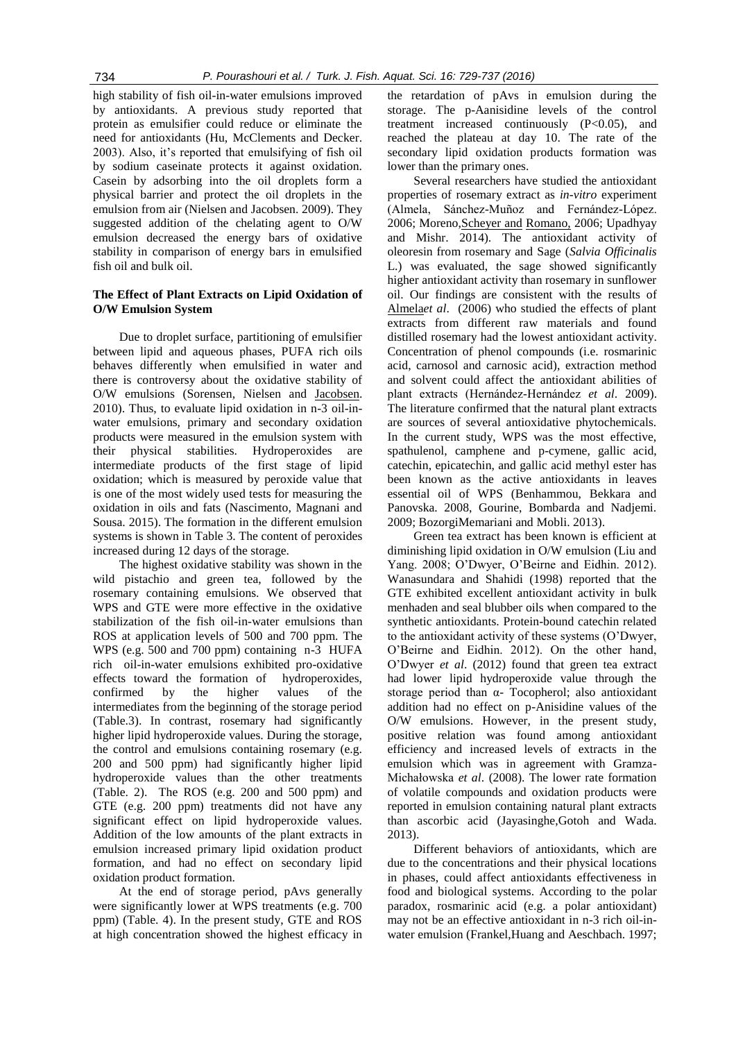high stability of fish oil-in-water emulsions improved by antioxidants. A previous study reported that protein as emulsifier could reduce or eliminate the need for antioxidants (Hu, McClements and Decker. 2003). Also, it's reported that emulsifying of fish oil by sodium caseinate protects it against oxidation. Casein by adsorbing into the oil droplets form a physical barrier and protect the oil droplets in the emulsion from air (Nielsen and Jacobsen. 2009). They suggested addition of the chelating agent to O/W emulsion decreased the energy bars of oxidative stability in comparison of energy bars in emulsified fish oil and bulk oil.

## The Effect of Plant Extracts on Lipid Oxidation of O/W Emulsion System

Due to droplet surface, partitioning of emulsifier between lipid and aqueous phases, PUFA rich oils behaves differently when emulsified in water and there is controversy about the oxidative stability of O/W emulsions (Sorensen, Nielsen and Jacobsen. 2010). Thus, to evaluate lipid oxidation in n-3 oil-in-water emulsions, primary and secondary oxidation products were measured in the emulsion system with their physical stabilities. Hydroperoxides are intermediate products of the first stage of lipid oxidation; which is measured by peroxide value that is one of the most widely used tests for measuring the oxidation in oils and fats (Nascimento, Magnani and Sousa. 2015). The formation in the different emulsion systems is shown in Table 3. The content of peroxides increased during 12 days of the storage.

The highest oxidative stability was shown in the wild pistachio and green tea, followed by the rosemary containing emulsions. We observed that WPS and GTE were more effective in the oxidative stabilization of the fish oil-in-water emulsions than ROS at application levels of 500 and 700 ppm. The WPS (e.g. 500 and 700 ppm) containing n-3 HUFA rich oil-in-water emulsions exhibited pro-oxidative effects toward the formation of hydroperoxides, confirmed by the higher values of the intermediates from the beginning of the storage period (Table.3). In contrast, rosemary had significantly higher lipid hydroperoxide values. During the storage, the control and emulsions containing rosemary (e.g. 200 and 500 ppm) had significantly higher lipid hydroperoxide values than the other treatments (Table. 2). The ROS (e.g. 200 and 500 ppm) and GTE (e.g. 200 ppm) treatments did not have any significant effect on lipid hydroperoxide values. Addition of the low amounts of the plant extracts in emulsion increased primary lipid oxidation product formation, and had no effect on secondary lipid oxidation product formation.

At the end of storage period, pAvs generally were significantly lower at WPS treatments (e.g. 700 ppm) (Table. 4). In the present study, GTE and ROS at high concentration showed the highest efficacy in the retardation of pAvs in emulsion during the storage. The p-Aanisidine levels of the control treatment increased continuously ($P<0.05$), and reached the plateau at day 10. The rate of the secondary lipid oxidation products formation was lower than the primary ones.

Several researchers have studied the antioxidant properties of rosemary extract as *in-vitro* experiment (Almela, Sánchez-Muñoz and Fernández-López. 2006; Moreno,Scheyer and Romano, 2006; Upadhyay and Mishr. 2014). The antioxidant activity of oleoresin from rosemary and Sage (*Salvia Officinalis* L.) was evaluated, the sage showed significantly higher antioxidant activity than rosemary in sunflower oil. Our findings are consistent with the results of Almela*et al*. (2006) who studied the effects of plant extracts from different raw materials and found distilled rosemary had the lowest antioxidant activity. Concentration of phenol compounds (i.e. rosmarinic acid, carnosol and carnosic acid), extraction method and solvent could affect the antioxidant abilities of plant extracts (Hernández-Hernández *et al*. 2009). The literature confirmed that the natural plant extracts are sources of several antioxidative phytochemicals. In the current study, WPS was the most effective, spathulenol, camphene and p-cymene, gallic acid, catechin, epicatechin, and gallic acid methyl ester has been known as the active antioxidants in leaves essential oil of WPS (Benhammou, Bekkara and Panovska. 2008, Gourine, Bombarda and Nadjemi. 2009; BozorgiMemariani and Mobli. 2013).

Green tea extract has been known is efficient at diminishing lipid oxidation in O/W emulsion (Liu and Yang. 2008; O'Dwyer, O'Beirne and Eidhin. 2012). Wanasundara and Shahidi (1998) reported that the GTE exhibited excellent antioxidant activity in bulk menhaden and seal blubber oils when compared to the synthetic antioxidants. Protein-bound catechin related to the antioxidant activity of these systems (O'Dwyer, O'Beirne and Eidhin. 2012). On the other hand, O'Dwyer *et al*. (2012) found that green tea extract had lower lipid hydroperoxide value through the storage period than α- Tocopherol; also antioxidant addition had no effect on p-Anisidine values of the O/W emulsions. However, in the present study, positive relation was found among antioxidant efficiency and increased levels of extracts in the emulsion which was in agreement with Gramza-Michałowska *et al*. (2008). The lower rate formation of volatile compounds and oxidation products were reported in emulsion containing natural plant extracts than ascorbic acid (Jayasinghe,Gotoh and Wada. 2013).

Different behaviors of antioxidants, which are due to the concentrations and their physical locations in phases, could affect antioxidants effectiveness in food and biological systems. According to the polar paradox, rosmarinic acid (e.g. a polar antioxidant) may not be an effective antioxidant in n-3 rich oil-in-water emulsion (Frankel,Huang and Aeschbach. 1997;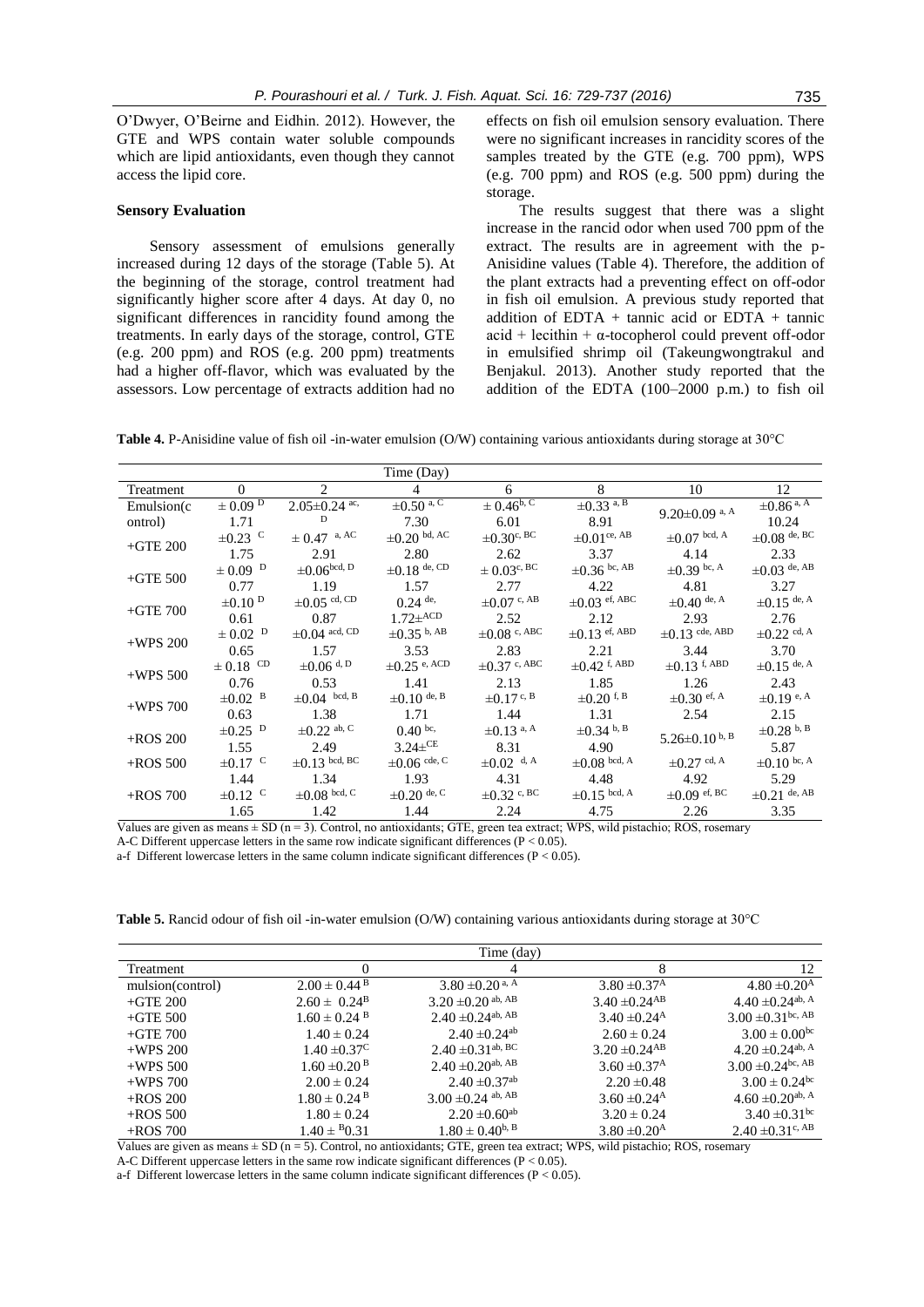O'Dwyer, O'Beirne and Eidhin. 2012). However, the GTE and WPS contain water soluble compounds which are lipid antioxidants, even though they cannot access the lipid core.

### Sensory Evaluation

Sensory assessment of emulsions generally increased during 12 days of the storage (Table 5). At the beginning of the storage, control treatment had significantly higher score after 4 days. At day 0, no significant differences in rancidity found among the treatments. In early days of the storage, control, GTE (e.g. 200 ppm) and ROS (e.g. 200 ppm) treatments had a higher off-flavor, which was evaluated by the assessors. Low percentage of extracts addition had no effects on fish oil emulsion sensory evaluation. There were no significant increases in rancidity scores of the samples treated by the GTE (e.g. 700 ppm), WPS (e.g. 700 ppm) and ROS (e.g. 500 ppm) during the storage.

The results suggest that there was a slight increase in the rancid odor when used 700 ppm of the extract. The results are in agreement with the p-Anisidine values (Table 4). Therefore, the addition of the plant extracts had a preventing effect on off-odor in fish oil emulsion. A previous study reported that addition of EDTA + tannic acid or EDTA + tannic acid + lecithin + α-tocopherol could prevent off-odor in emulsified shrimp oil (Takeungwongtrakul and Benjakul. 2013). Another study reported that the addition of the EDTA (100–2000 p.m.) to fish oil

**Table 4.** P-Anisidine value of fish oil -in-water emulsion (O/W) containing various antioxidants during storage at 30°C

| Treatment | 0 | 2 | 4 | 6 | 8 | 10 | 12 |
|---|---|---|---|---|---|---|---|
| Emulsion(control) | 1.71 ± 0.09 [D] | 2.05±0.24 [ac, D] | 7.30 ±0.50 [a, C] | 6.01 ± 0.46[b, C] | 8.91 ±0.33 [a, B] | 9.20±0.09 [a, A] | 10.24 ±0.86 [a, A] |
| +GTE 200 | 1.75 ±0.23 [C] | 2.91 ± 0.47 [a, AC] | 2.80 ±0.20 [bd, AC] | 2.62 ±0.30[c, BC] | 3.37 ±0.01[ce, AB] | 4.14 ±0.07 [bcd, A] | 2.33 ±0.08 [de, BC] |
| +GTE 500 | 0.77 ± 0.09 [D] | 1.19 ±0.06[bcd, D] | 1.57 ±0.18 [de, CD] | 2.77 ± 0.03[c, BC] | 4.22 ±0.36 [bc, AB] | 4.81 ±0.39 [bc, A] | 3.27 ±0.03 [de, AB] |
| +GTE 700 | 0.61 ±0.10 [D] | 0.87 ±0.05 [cd, CD] | 0.24 [de,] 1.72±[ACD] | 2.52 ±0.07 [c, AB] | 2.12 ±0.03 [ef, ABC] | 2.93 ±0.40 [de, A] | 2.76 ±0.15 [de, A] |
| +WPS 200 | 0.65 ± 0.02 [D] | 1.57 ±0.04 [acd, CD] | 3.53 ±0.35 [b, AB] | 2.83 ±0.08 [c, ABC] | 2.21 ±0.13 [ef, ABD] | 3.44 ±0.13 [cde, ABD] | 3.70 ±0.22 [cd, A] |
| +WPS 500 | 0.76 ± 0.18 [CD] | 0.53 ±0.06 [d, D] | 1.41 ±0.25 [e, ACD] | 2.13 ±0.37 [c, ABC] | 1.85 ±0.42 [f, ABD] | 1.26 ±0.13 [f, ABD] | 2.43 ±0.15 [de, A] |
| +WPS 700 | 0.63 ±0.02 [B] | 1.38 ±0.04 [bcd, B] | 1.71 ±0.10 [de, B] | 1.44 ±0.17[c, B] | 1.31 ±0.20 [f, B] | 2.54 ±0.30 [ef, A] | 2.15 ±0.19 [e, A] |
| +ROS 200 | 1.55 ±0.25 [D] | 2.49 ±0.22 [ab, C] | 0.40 [bc,] 3.24±[CE] | 8.31 ±0.13 [a, A] | 4.90 ±0.34 [b, B] | 5.26±0.10 [b, B] | 5.87 ±0.28 [b, B] |
| +ROS 500 | 1.44 ±0.17 [C] | 1.34 ±0.13 [bcd, BC] | 1.93 ±0.06 [cde, C] | 4.31 ±0.02 [d, A] | 4.48 ±0.08 [bcd, A] | 4.92 ±0.27 [cd, A] | 5.29 ±0.10 [bc, A] |
| +ROS 700 | 1.65 ±0.12 [C] | 1.42 ±0.08 [bcd, C] | 1.44 ±0.20 [de, C] | 2.24 ±0.32 [c, BC] | 4.75 ±0.15 [bcd, A] | 2.26 ±0.09 [ef, BC] | 3.35 ±0.21 [de, AB] |

Values are given as means ± SD (n = 3). Control, no antioxidants; GTE, green tea extract; WPS, wild pistachio; ROS, rosemary
A-C Different uppercase letters in the same row indicate significant differences (P < 0.05).
a-f Different lowercase letters in the same column indicate significant differences (P < 0.05).

**Table 5.** Rancid odour of fish oil -in-water emulsion (O/W) containing various antioxidants during storage at 30°C

| Treatment | 0 | 4 | 8 | 12 |
|---|---|---|---|---|
| mulsion(control) | 2.00 ± 0.44 [B] | 3.80 ±0.20 [a, A] | 3.80 ±0.37[A] | 4.80 ±0.20[A] |
| +GTE 200 | 2.60 ± 0.24[B] | 3.20 ±0.20 [ab, AB] | 3.40 ±0.24[AB] | 4.40 ±0.24[ab, A] |
| +GTE 500 | 1.60 ± 0.24 [B] | 2.40 ±0.24[ab, AB] | 3.40 ±0.24[A] | 3.00 ±0.31[bc, AB] |
| +GTE 700 | 1.40 ± 0.24 | 2.40 ±0.24[ab] | 2.60 ± 0.24 | 3.00 ± 0.00[bc] |
| +WPS 200 | 1.40 ±0.37[C] | 2.40 ±0.31[ab, BC] | 3.20 ±0.24[AB] | 4.20 ±0.24[ab, A] |
| +WPS 500 | 1.60 ±0.20 [B] | 2.40 ±0.20[ab, AB] | 3.60 ±0.37[A] | 3.00 ±0.24[bc, AB] |
| +WPS 700 | 2.00 ± 0.24 | 2.40 ±0.37[ab] | 2.20 ±0.48 | 3.00 ± 0.24[bc] |
| +ROS 200 | 1.80 ± 0.24 [B] | 3.00 ±0.24 [ab, AB] | 3.60 ±0.24[A] | 4.60 ±0.20[ab, A] |
| +ROS 500 | 1.80 ± 0.24 | 2.20 ±0.60[ab] | 3.20 ± 0.24 | 3.40 ±0.31[bc] |
| +ROS 700 | 1.40 ± [B]0.31 | 1.80 ± 0.40[b, B] | 3.80 ±0.20[A] | 2.40 ±0.31[c, AB] |

Values are given as means ± SD (n = 5). Control, no antioxidants; GTE, green tea extract; WPS, wild pistachio; ROS, rosemary
A-C Different uppercase letters in the same row indicate significant differences (P < 0.05).
a-f Different lowercase letters in the same column indicate significant differences (P < 0.05).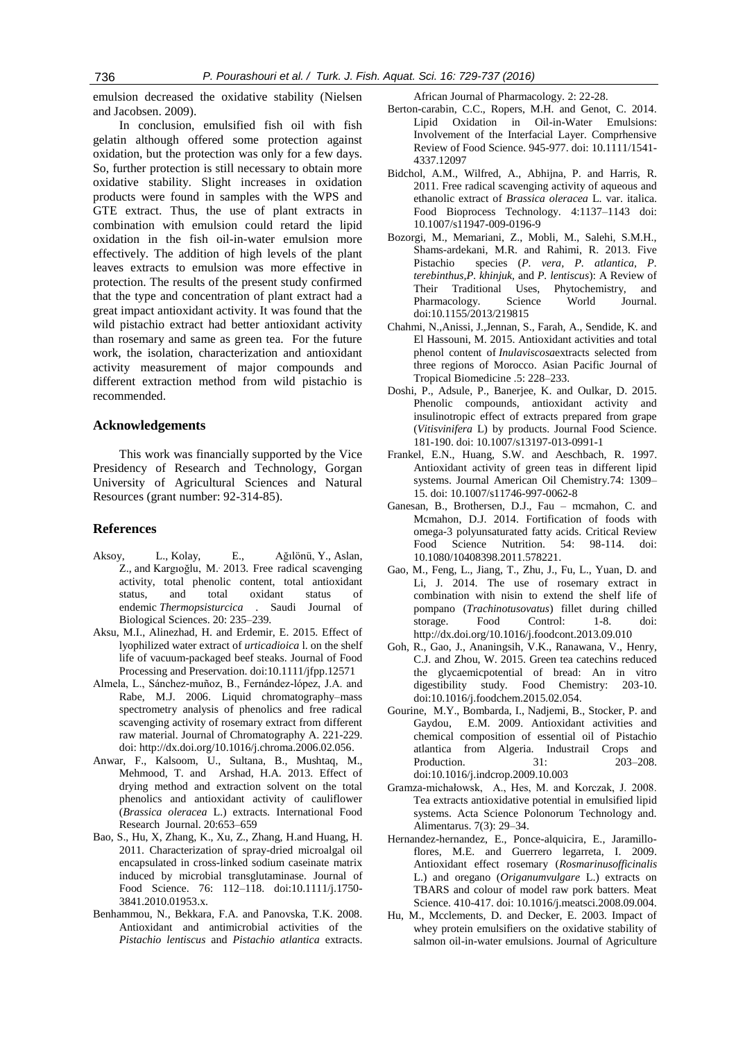emulsion decreased the oxidative stability (Nielsen and Jacobsen. 2009).

In conclusion, emulsified fish oil with fish gelatin although offered some protection against oxidation, but the protection was only for a few days. So, further protection is still necessary to obtain more oxidative stability. Slight increases in oxidation products were found in samples with the WPS and GTE extract. Thus, the use of plant extracts in combination with emulsion could retard the lipid oxidation in the fish oil-in-water emulsion more effectively. The addition of high levels of the plant leaves extracts to emulsion was more effective in protection. The results of the present study confirmed that the type and concentration of plant extract had a great impact antioxidant activity. It was found that the wild pistachio extract had better antioxidant activity than rosemary and same as green tea. For the future work, the isolation, characterization and antioxidant activity measurement of major compounds and different extraction method from wild pistachio is recommended.

## Acknowledgements

This work was financially supported by the Vice Presidency of Research and Technology, Gorgan University of Agricultural Sciences and Natural Resources (grant number: 92-314-85).

## References

Aksoy, L., Kolay, E., Ağılönü, Y., Aslan, Z., and Kargıoğlu, M. 2013. Free radical scavenging activity, total phenolic content, total antioxidant status, and total oxidant status of endemic *Thermopsisturcica* . Saudi Journal of Biological Sciences. 20: 235–239.

Aksu, M.I., Alinezhad, H. and Erdemir, E. 2015. Effect of lyophilized water extract of *urticadioica* l. on the shelf life of vacuum-packaged beef steaks. Journal of Food Processing and Preservation. doi:10.1111/jfpp.12571

Almela, L., Sánchez-muñoz, B., Fernández-lópez, J.A. and Rabe, M.J. 2006. Liquid chromatography–mass spectrometry analysis of phenolics and free radical scavenging activity of rosemary extract from different raw material. Journal of Chromatography A. 221-229. doi: http://dx.doi.org/10.1016/j.chroma.2006.02.056.

Anwar, F., Kalsoom, U., Sultana, B., Mushtaq, M., Mehmood, T. and Arshad, H.A. 2013. Effect of drying method and extraction solvent on the total phenolics and antioxidant activity of cauliflower (*Brassica oleracea* L.) extracts. International Food Research Journal. 20:653–659

Bao, S., Hu, X, Zhang, K., Xu, Z., Zhang, H.and Huang, H. 2011. Characterization of spray-dried microalgal oil encapsulated in cross-linked sodium caseinate matrix induced by microbial transglutaminase. Journal of Food Science. 76: 112–118. doi:10.1111/j.1750-3841.2010.01953.x.

Benhammou, N., Bekkara, F.A. and Panovska, T.K. 2008. Antioxidant and antimicrobial activities of the *Pistachio lentiscus* and *Pistachio atlantica* extracts. African Journal of Pharmacology. 2: 22-28.

Berton-carabin, C.C., Ropers, M.H. and Genot, C. 2014. Lipid Oxidation in Oil-in-Water Emulsions: Involvement of the Interfacial Layer. Comprhensive Review of Food Science. 945-977. doi: 10.1111/1541-4337.12097

Bidchol, A.M., Wilfred, A., Abhijna, P. and Harris, R. 2011. Free radical scavenging activity of aqueous and ethanolic extract of *Brassica oleracea* L. var. italica. Food Bioprocess Technology. 4:1137–1143 doi: 10.1007/s11947-009-0196-9

Bozorgi, M., Memariani, Z., Mobli, M., Salehi, S.M.H., Shams-ardekani, M.R. and Rahimi, R. 2013. Five Pistachio species (*P. vera, P. atlantica, P. terebinthus,P. khinjuk,* and *P. lentiscus*): A Review of Their Traditional Uses, Phytochemistry, and Pharmacology. Science World Journal. doi:10.1155/2013/219815

Chahmi, N.,Anissi, J.,Jennan, S., Farah, A., Sendide, K. and El Hassouni, M. 2015. Antioxidant activities and total phenol content of *Inulaviscosa*extracts selected from three regions of Morocco. Asian Pacific Journal of Tropical Biomedicine .5: 228–233.

Doshi, P., Adsule, P., Banerjee, K. and Oulkar, D. 2015. Phenolic compounds, antioxidant activity and insulinotropic effect of extracts prepared from grape (*Vitisvinifera* L) by products. Journal Food Science. 181-190. doi: 10.1007/s13197-013-0991-1

Frankel, E.N., Huang, S.W. and Aeschbach, R. 1997. Antioxidant activity of green teas in different lipid systems. Journal American Oil Chemistry.74: 1309–15. doi: 10.1007/s11746-997-0062-8

Ganesan, B., Brothersen, D.J., Fau – mcmahon, C. and Mcmahon, D.J. 2014. Fortification of foods with omega-3 polyunsaturated fatty acids. Critical Review Food Science Nutrition. 54: 98-114. doi: 10.1080/10408398.2011.578221.

Gao, M., Feng, L., Jiang, T., Zhu, J., Fu, L., Yuan, D. and Li, J. 2014. The use of rosemary extract in combination with nisin to extend the shelf life of pompano (*Trachinotusovatus*) fillet during chilled storage. Food Control: 1-8. doi: http://dx.doi.org/10.1016/j.foodcont.2013.09.010

Goh, R., Gao, J., Ananingsih, V.K., Ranawana, V., Henry, C.J. and Zhou, W. 2015. Green tea catechins reduced the glycaemicpotential of bread: An in vitro digestibility study. Food Chemistry: 203-10. doi:10.1016/j.foodchem.2015.02.054.

Gourine, M.Y., Bombarda, I., Nadjemi, B., Stocker, P. and Gaydou, E.M. 2009. Antioxidant activities and chemical composition of essential oil of Pistachio atlantica from Algeria. Industrail Crops and Production. 31: 203–208. doi:10.1016/j.indcrop.2009.10.003

Gramza-michałowsk, A., Hes, M. and Korczak, J. 2008. Tea extracts antioxidative potential in emulsified lipid systems. Acta Science Polonorum Technology and. Alimentarus. 7(3): 29–34.

Hernandez-hernandez, E., Ponce-alquicira, E., Jaramillo-flores, M.E. and Guerrero legarreta, I. 2009. Antioxidant effect rosemary (*Rosmarinusofficinalis* L.) and oregano (*Origanumvulgare* L.) extracts on TBARS and colour of model raw pork batters. Meat Science. 410-417. doi: 10.1016/j.meatsci.2008.09.004.

Hu, M., Mcclements, D. and Decker, E. 2003. Impact of whey protein emulsifiers on the oxidative stability of salmon oil-in-water emulsions. Journal of Agriculture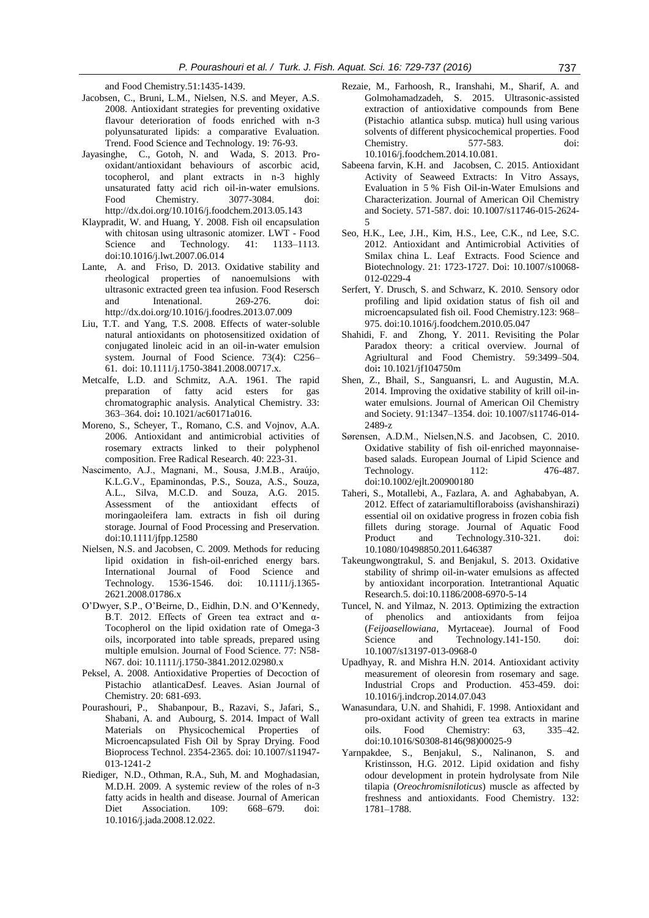and Food Chemistry.51:1435-1439.

Jacobsen, C., Bruni, L.M., Nielsen, N.S. and Meyer, A.S. 2008. Antioxidant strategies for preventing oxidative flavour deterioration of foods enriched with n-3 polyunsaturated lipids: a comparative Evaluation. Trend. Food Science and Technology. 19: 76-93.

Jayasinghe, C., Gotoh, N. and Wada, S. 2013. Pro-oxidant/antioxidant behaviours of ascorbic acid, tocopherol, and plant extracts in n-3 highly unsaturated fatty acid rich oil-in-water emulsions. Food Chemistry. 3077-3084. doi: http://dx.doi.org/10.1016/j.foodchem.2013.05.143

Klaypradit, W. and Huang, Y. 2008. Fish oil encapsulation with chitosan using ultrasonic atomizer. LWT - Food Science and Technology. 41: 1133–1113. doi:10.1016/j.lwt.2007.06.014

Lante, A. and Friso, D. 2013. Oxidative stability and rheological properties of nanoemulsions with ultrasonic extracted green tea infusion. Food Resersch and Intenational. 269-276. doi: http://dx.doi.org/10.1016/j.foodres.2013.07.009

Liu, T.T. and Yang, T.S. 2008. Effects of water-soluble natural antioxidants on photosensitized oxidation of conjugated linoleic acid in an oil-in-water emulsion system. Journal of Food Science. 73(4): C256–61. doi: 10.1111/j.1750-3841.2008.00717.x.

Metcalfe, L.D. and Schmitz, A.A. 1961. The rapid preparation of fatty acid esters for gas chromatographic analysis. Analytical Chemistry. 33: 363–364. doi**:** 10.1021/ac60171a016.

Moreno, S., Scheyer, T., Romano, C.S. and Vojnov, A.A. 2006. Antioxidant and antimicrobial activities of rosemary extracts linked to their polyphenol composition. Free Radical Research. 40: 223-31.

Nascimento, A.J., Magnani, M., Sousa, J.M.B., Araújo, K.L.G.V., Epaminondas, P.S., Souza, A.S., Souza, A.L., Silva, M.C.D. and Souza, A.G. 2015. Assessment of the antioxidant effects of moringaoleifera lam. extracts in fish oil during storage. Journal of Food Processing and Preservation. doi:10.1111/jfpp.12580

Nielsen, N.S. and Jacobsen, C. 2009. Methods for reducing lipid oxidation in fish-oil-enriched energy bars. International Journal of Food Science and Technology. 1536-1546. doi: 10.1111/j.1365-2621.2008.01786.x

O'Dwyer, S.P., O'Beirne, D., Eidhin, D.N. and O'Kennedy, B.T. 2012. Effects of Green tea extract and α-Tocopherol on the lipid oxidation rate of Omega-3 oils, incorporated into table spreads, prepared using multiple emulsion. Journal of Food Science. 77: N58-N67. doi: 10.1111/j.1750-3841.2012.02980.x

Peksel, A. 2008. Antioxidative Properties of Decoction of Pistachio atlanticaDesf. Leaves. Asian Journal of Chemistry. 20: 681-693.

Pourashouri, P., Shabanpour, B., Razavi, S., Jafari, S., Shabani, A. and Aubourg, S. 2014. Impact of Wall Materials on Physicochemical Properties of Microencapsulated Fish Oil by Spray Drying. Food Bioprocess Technol. 2354-2365. doi: 10.1007/s11947-013-1241-2

Riediger, N.D., Othman, R.A., Suh, M. and Moghadasian, M.D.H. 2009. A systemic review of the roles of n-3 fatty acids in health and disease. Journal of American Diet Association. 109: 668–679. doi: 10.1016/j.jada.2008.12.022.

Rezaie, M., Farhoosh, R., Iranshahi, M., Sharif, A. and Golmohamadzadeh, S. 2015. Ultrasonic-assisted extraction of antioxidative compounds from Bene (Pistachio atlantica subsp. mutica) hull using various solvents of different physicochemical properties. Food Chemistry. 577-583. doi: 10.1016/j.foodchem.2014.10.081.

Sabeena farvin, K.H. and Jacobsen, C. 2015. Antioxidant Activity of Seaweed Extracts: In Vitro Assays, Evaluation in 5 % Fish Oil-in-Water Emulsions and Characterization. Journal of American Oil Chemistry and Society. 571-587. doi: 10.1007/s11746-015-2624-5

Seo, H.K., Lee, J.H., Kim, H.S., Lee, C.K., nd Lee, S.C. 2012. Antioxidant and Antimicrobial Activities of Smilax china L. Leaf Extracts. Food Science and Biotechnology. 21: 1723-1727. Doi: 10.1007/s10068-012-0229-4

Serfert, Y. Drusch, S. and Schwarz, K. 2010. Sensory odor profiling and lipid oxidation status of fish oil and microencapsulated fish oil. Food Chemistry.123: 968–975. doi:10.1016/j.foodchem.2010.05.047

Shahidi, F. and Zhong, Y. 2011. Revisiting the Polar Paradox theory: a critical overview. Journal of Agriultural and Food Chemistry. 59:3499–504. doi**:** 10.1021/jf104750m

Shen, Z., Bhail, S., Sanguansri, L. and Augustin, M.A. 2014. Improving the oxidative stability of krill oil-in-water emulsions. Journal of American Oil Chemistry and Society. 91:1347–1354. doi: 10.1007/s11746-014-2489-z

Sørensen, A.D.M., Nielsen,N.S. and Jacobsen, C. 2010. Oxidative stability of fish oil-enriched mayonnaise-based salads. European Journal of Lipid Science and Technology. 112: 476-487. doi:10.1002/ejlt.200900180

Taheri, S., Motallebi, A., Fazlara, A. and Aghababyan, A. 2012. Effect of zatariamultifloraboiss (avishanshirazi) essential oil on oxidative progress in frozen cobia fish fillets during storage. Journal of Aquatic Food Product and Technology.310-321. doi: 10.1080/10498850.2011.646387

Takeungwongtrakul, S. and Benjakul, S. 2013. Oxidative stability of shrimp oil-in-water emulsions as affected by antioxidant incorporation. Intetrantional Aquatic Research.5. doi:10.1186/2008-6970-5-14

Tuncel, N. and Yilmaz, N. 2013. Optimizing the extraction of phenolics and antioxidants from feijoa (*Feijoasellowiana*, Myrtaceae). Journal of Food Science and Technology.141-150. doi: 10.1007/s13197-013-0968-0

Upadhyay, R. and Mishra H.N. 2014. Antioxidant activity measurement of oleoresin from rosemary and sage. Industrial Crops and Production. 453-459. doi: 10.1016/j.indcrop.2014.07.043

Wanasundara, U.N. and Shahidi, F. 1998. Antioxidant and pro-oxidant activity of green tea extracts in marine oils. Food Chemistry: 63, 335–42. doi:10.1016/S0308-8146(98)00025-9

Yarnpakdee, S., Benjakul, S., Nalinanon, S. and Kristinsson, H.G. 2012. Lipid oxidation and fishy odour development in protein hydrolysate from Nile tilapia (*Oreochromisniloticus*) muscle as affected by freshness and antioxidants. Food Chemistry. 132: 1781–1788.